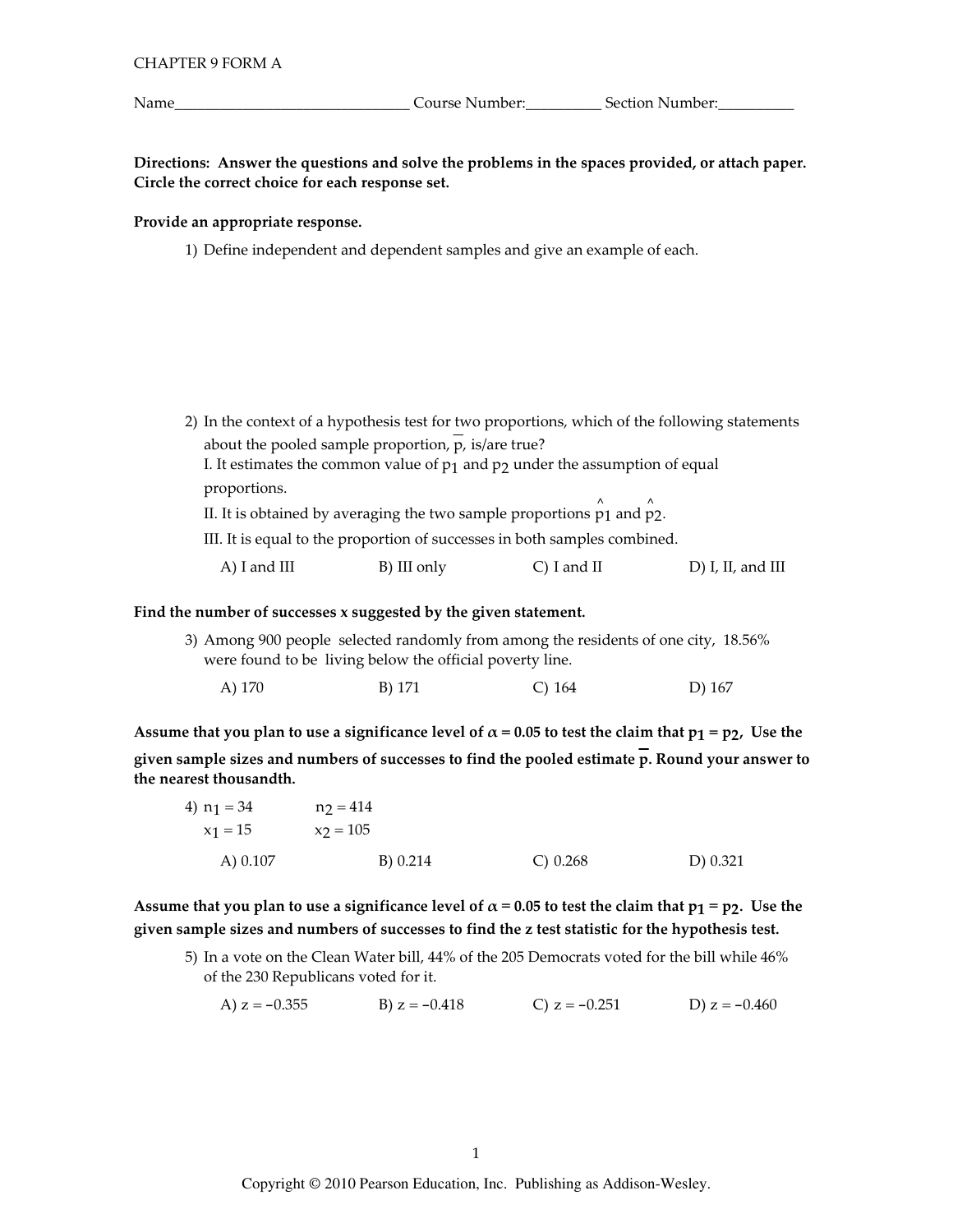CHAPTER 9 FORM A

Name______________________________ Course Number:__________ Section Number:__________

**Directions: Answer the questions and solve the problems in the spaces provided, or attach paper. Circle the correct choice for each response set.**

**Provide an appropriate response.**

1) Define independent and dependent samples and give an example of each.

2) In the context of a hypothesis test for two proportions, which of the following statements about the pooled sample proportion, $\overline{p}$, is/are true?
I. It estimates the common value of $p_1$ and $p_2$ under the assumption of equal proportions.
II. It is obtained by averaging the two sample proportions $\hat{p}_1$ and $\hat{p}_2$.
III. It is equal to the proportion of successes in both samples combined.

A) I and III  B) III only  C) I and II  D) I, II, and III

**Find the number of successes x suggested by the given statement.**

3) Among 900 people selected randomly from among the residents of one city, 18.56% were found to be living below the official poverty line.

A) 170  B) 171  C) 164  D) 167

**Assume that you plan to use a significance level of $\alpha = 0.05$ to test the claim that $p_1 = p_2$, Use the given sample sizes and numbers of successes to find the pooled estimate $\overline{p}$. Round your answer to the nearest thousandth.**

4) $n_1 = 34$  $n_2 = 414$
$x_1 = 15$  $x_2 = 105$

A) 0.107  B) 0.214  C) 0.268  D) 0.321

**Assume that you plan to use a significance level of $\alpha = 0.05$ to test the claim that $p_1 = p_2$. Use the given sample sizes and numbers of successes to find the z test statistic for the hypothesis test.**

5) In a vote on the Clean Water bill, 44% of the 205 Democrats voted for the bill while 46% of the 230 Republicans voted for it.

A) $z = -0.355$  B) $z = -0.418$  C) $z = -0.251$  D) $z = -0.460$

Copyright © 2010 Pearson Education, Inc. Publishing as Addison-Wesley.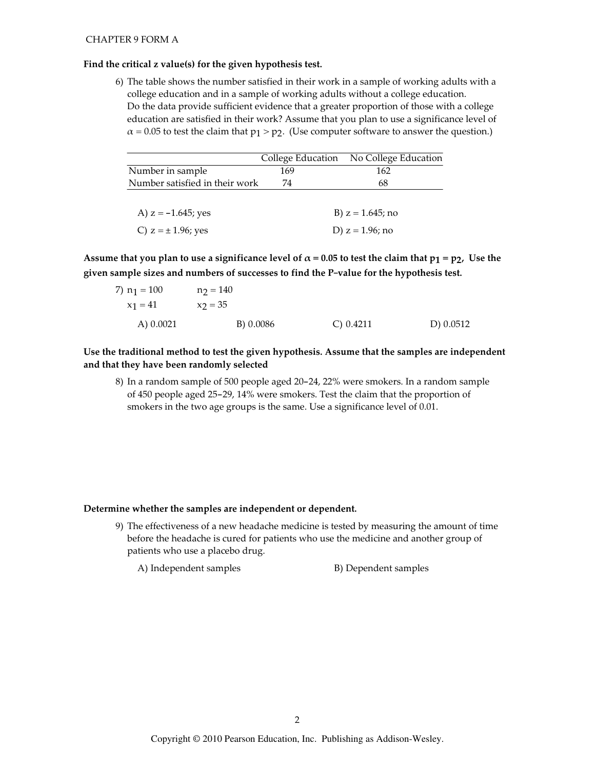**Find the critical z value(s) for the given hypothesis test.**

6) The table shows the number satisfied in their work in a sample of working adults with a college education and in a sample of working adults without a college education. Do the data provide sufficient evidence that a greater proportion of those with a college education are satisfied in their work? Assume that you plan to use a significance level of $\alpha = 0.05$ to test the claim that $p_1 > p_2$. (Use computer software to answer the question.)

| | College Education | No College Education |
|---|---|---|
| Number in sample | 169 | 162 |
| Number satisfied in their work | 74 | 68 |

A) $z = -1.645$; yes
B) $z = 1.645$; no
C) $z = \pm 1.96$; yes
D) $z = 1.96$; no

**Assume that you plan to use a significance level of $\alpha = 0.05$ to test the claim that $p_1 = p_2$. Use the given sample sizes and numbers of successes to find the P-value for the hypothesis test.**

7) $n_1 = 100$ $\quad n_2 = 140$
$x_1 = 41$ $\quad x_2 = 35$

A) 0.0021
B) 0.0086
C) 0.4211
D) 0.0512

**Use the traditional method to test the given hypothesis. Assume that the samples are independent and that they have been randomly selected**

8) In a random sample of 500 people aged 20-24, 22% were smokers. In a random sample of 450 people aged 25-29, 14% were smokers. Test the claim that the proportion of smokers in the two age groups is the same. Use a significance level of 0.01.

**Determine whether the samples are independent or dependent.**

9) The effectiveness of a new headache medicine is tested by measuring the amount of time before the headache is cured for patients who use the medicine and another group of patients who use a placebo drug.

A) Independent samples
B) Dependent samples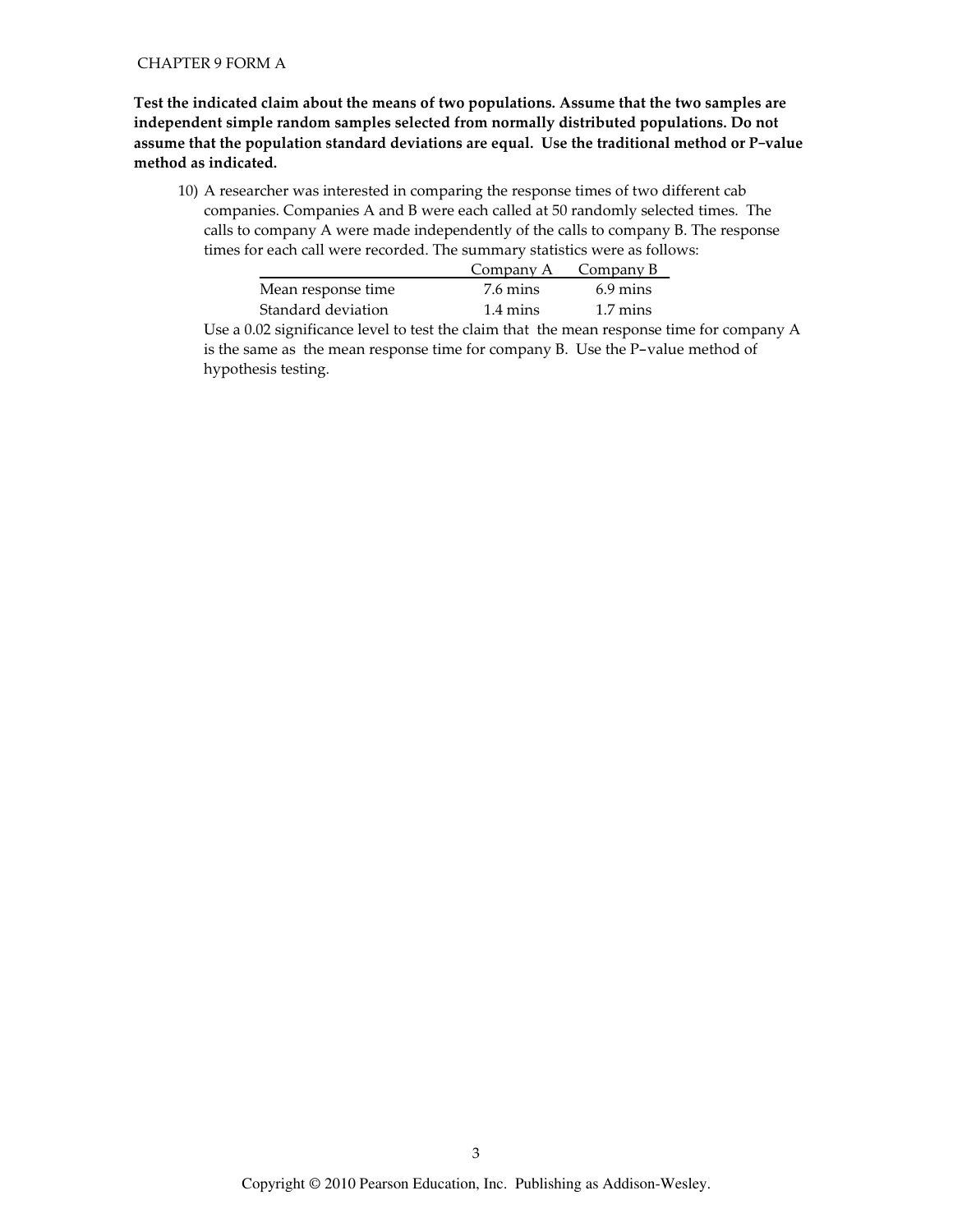**Test the indicated claim about the means of two populations. Assume that the two samples are independent simple random samples selected from normally distributed populations. Do not assume that the population standard deviations are equal. Use the traditional method or P–value method as indicated.**

10) A researcher was interested in comparing the response times of two different cab companies. Companies A and B were each called at 50 randomly selected times. The calls to company A were made independently of the calls to company B. The response times for each call were recorded. The summary statistics were as follows:

| | Company A | Company B |
|---|---|---|
| Mean response time | 7.6 mins | 6.9 mins |
| Standard deviation | 1.4 mins | 1.7 mins |

Use a 0.02 significance level to test the claim that the mean response time for company A is the same as the mean response time for company B. Use the P–value method of hypothesis testing.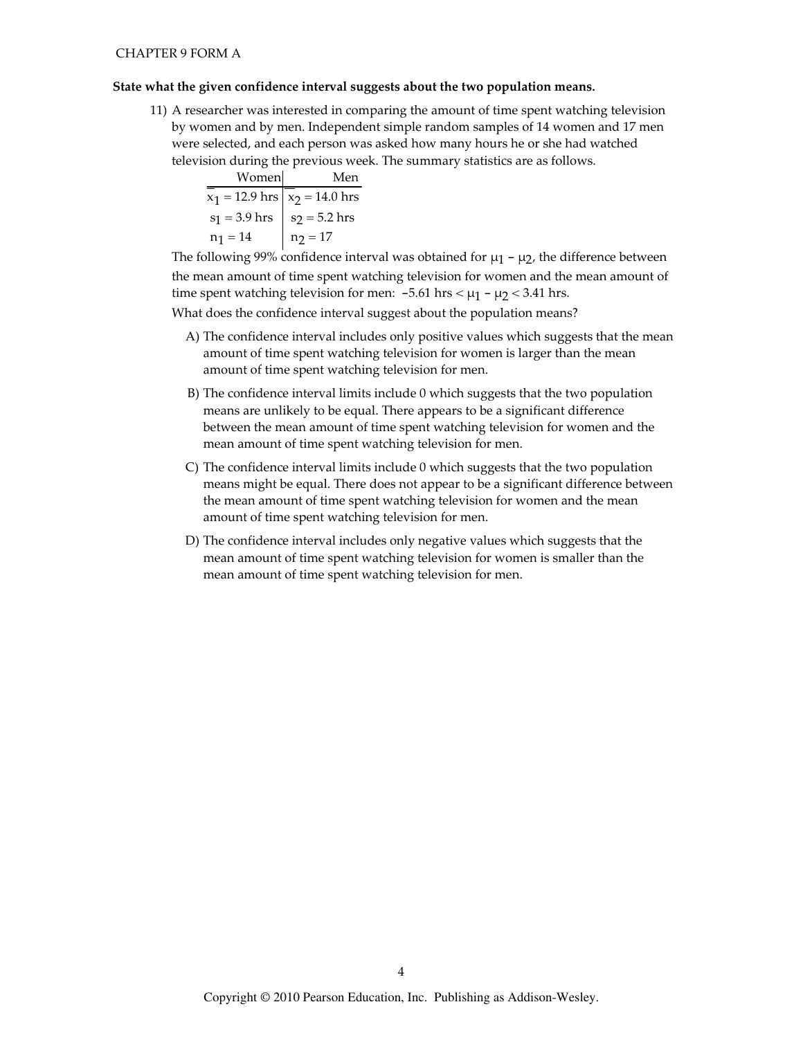**State what the given confidence interval suggests about the two population means.**

11) A researcher was interested in comparing the amount of time spent watching television by women and by men. Independent simple random samples of 14 women and 17 men were selected, and each person was asked how many hours he or she had watched television during the previous week. The summary statistics are as follows.

| Women | Men |
|---|---|
| $\overline{x}_1 = 12.9$ hrs | $\overline{x}_2 = 14.0$ hrs |
| $s_1 = 3.9$ hrs | $s_2 = 5.2$ hrs |
| $n_1 = 14$ | $n_2 = 17$ |

The following 99% confidence interval was obtained for $\mu_1 - \mu_2$, the difference between the mean amount of time spent watching television for women and the mean amount of time spent watching television for men: $-5.61 \text{ hrs} < \mu_1 - \mu_2 < 3.41 \text{ hrs}$.

What does the confidence interval suggest about the population means?

A) The confidence interval includes only positive values which suggests that the mean amount of time spent watching television for women is larger than the mean amount of time spent watching television for men.

B) The confidence interval limits include 0 which suggests that the two population means are unlikely to be equal. There appears to be a significant difference between the mean amount of time spent watching television for women and the mean amount of time spent watching television for men.

C) The confidence interval limits include 0 which suggests that the two population means might be equal. There does not appear to be a significant difference between the mean amount of time spent watching television for women and the mean amount of time spent watching television for men.

D) The confidence interval includes only negative values which suggests that the mean amount of time spent watching television for women is smaller than the mean amount of time spent watching television for men.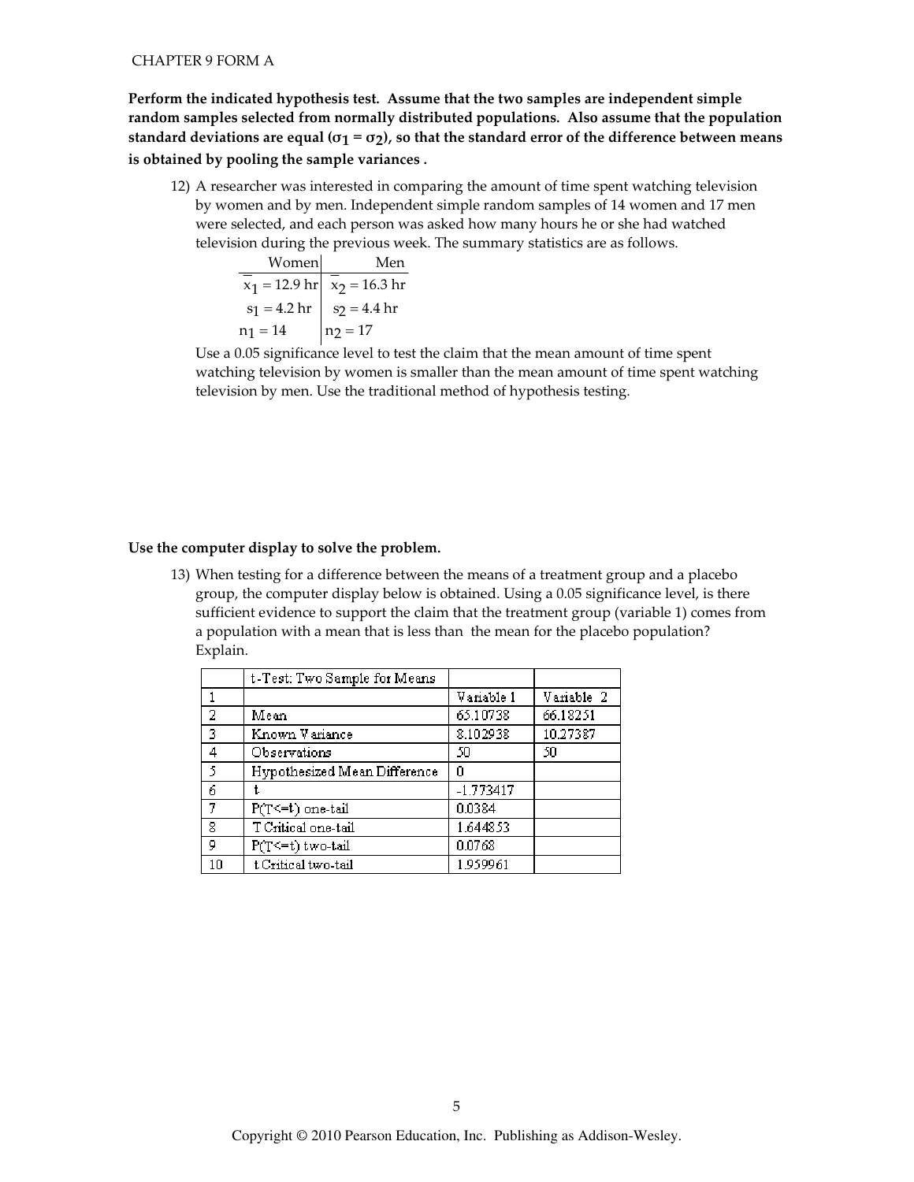**Perform the indicated hypothesis test. Assume that the two samples are independent simple random samples selected from normally distributed populations. Also assume that the population standard deviations are equal ($\sigma_1 = \sigma_2$), so that the standard error of the difference between means is obtained by pooling the sample variances .**

12) A researcher was interested in comparing the amount of time spent watching television by women and by men. Independent simple random samples of 14 women and 17 men were selected, and each person was asked how many hours he or she had watched television during the previous week. The summary statistics are as follows.

| Women | Men |
|---|---|
| $\bar{x}_1 = 12.9$ hr | $\bar{x}_2 = 16.3$ hr |
| $s_1 = 4.2$ hr | $s_2 = 4.4$ hr |
| $n_1 = 14$ | $n_2 = 17$ |

Use a 0.05 significance level to test the claim that the mean amount of time spent watching television by women is smaller than the mean amount of time spent watching television by men. Use the traditional method of hypothesis testing.

**Use the computer display to solve the problem.**

13) When testing for a difference between the means of a treatment group and a placebo group, the computer display below is obtained. Using a 0.05 significance level, is there sufficient evidence to support the claim that the treatment group (variable 1) comes from a population with a mean that is less than the mean for the placebo population? Explain.

| | t-Test: Two Sample for Means | | |
|---|---|---|---|
| 1 | | Variable 1 | Variable 2 |
| 2 | Mean | 65.10738 | 66.18251 |
| 3 | Known Variance | 8.102938 | 10.27387 |
| 4 | Observations | 50 | 50 |
| 5 | Hypothesized Mean Difference | 0 | |
| 6 | t | -1.773417 | |
| 7 | P(T<=t) one-tail | 0.0384 | |
| 8 | T Critical one-tail | 1.644853 | |
| 9 | P(T<=t) two-tail | 0.0768 | |
| 10 | t Critical two-tail | 1.959961 | |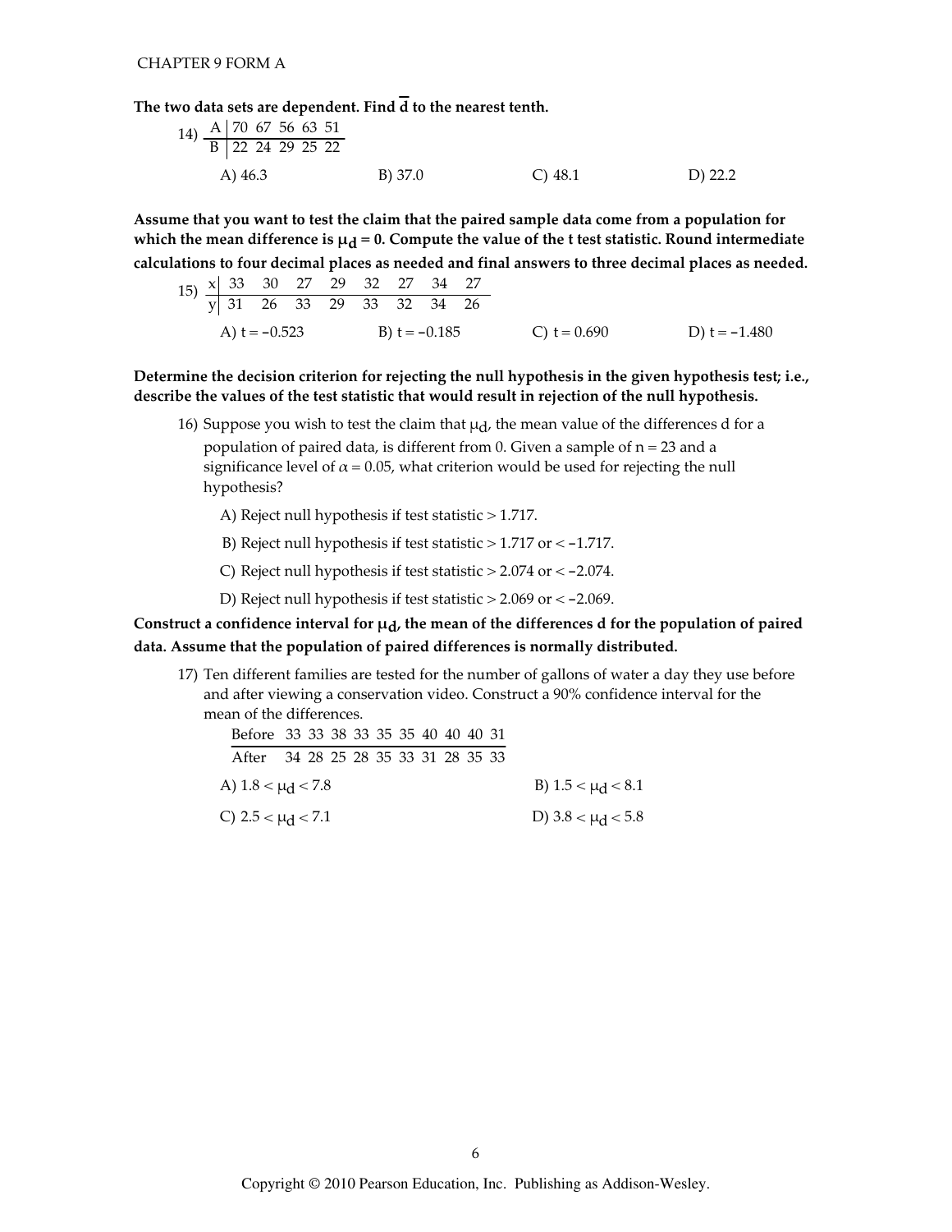**The two data sets are dependent. Find $\overline{d}$ to the nearest tenth.**

14)

| A | 70 | 67 | 56 | 63 | 51 |
|---|---|---|---|---|---|
| B | 22 | 24 | 29 | 25 | 22 |

A) 46.3 B) 37.0 C) 48.1 D) 22.2

**Assume that you want to test the claim that the paired sample data come from a population for which the mean difference is $\mu_d = 0$. Compute the value of the t test statistic. Round intermediate calculations to four decimal places as needed and final answers to three decimal places as needed.**

15)

| x | 33 | 30 | 27 | 29 | 32 | 27 | 34 | 27 |
|---|---|---|---|---|---|---|---|---|
| y | 31 | 26 | 33 | 29 | 33 | 32 | 34 | 26 |

A) $t = -0.523$ B) $t = -0.185$ C) $t = 0.690$ D) $t = -1.480$

**Determine the decision criterion for rejecting the null hypothesis in the given hypothesis test; i.e., describe the values of the test statistic that would result in rejection of the null hypothesis.**

16) Suppose you wish to test the claim that $\mu_d$, the mean value of the differences d for a population of paired data, is different from 0. Given a sample of $n = 23$ and a significance level of $\alpha = 0.05$, what criterion would be used for rejecting the null hypothesis?

A) Reject null hypothesis if test statistic $> 1.717$.

B) Reject null hypothesis if test statistic $> 1.717$ or $< -1.717$.

C) Reject null hypothesis if test statistic $> 2.074$ or $< -2.074$.

D) Reject null hypothesis if test statistic $> 2.069$ or $< -2.069$.

**Construct a confidence interval for $\mu_d$, the mean of the differences d for the population of paired data. Assume that the population of paired differences is normally distributed.**

17) Ten different families are tested for the number of gallons of water a day they use before and after viewing a conservation video. Construct a 90% confidence interval for the mean of the differences.

| Before | 33 | 33 | 38 | 33 | 35 | 35 | 40 | 40 | 40 | 31 |
|---|---|---|---|---|---|---|---|---|---|---|
| After | 34 | 28 | 25 | 28 | 35 | 33 | 31 | 28 | 35 | 33 |

A) $1.8 < \mu_d < 7.8$ B) $1.5 < \mu_d < 8.1$

C) $2.5 < \mu_d < 7.1$ D) $3.8 < \mu_d < 5.8$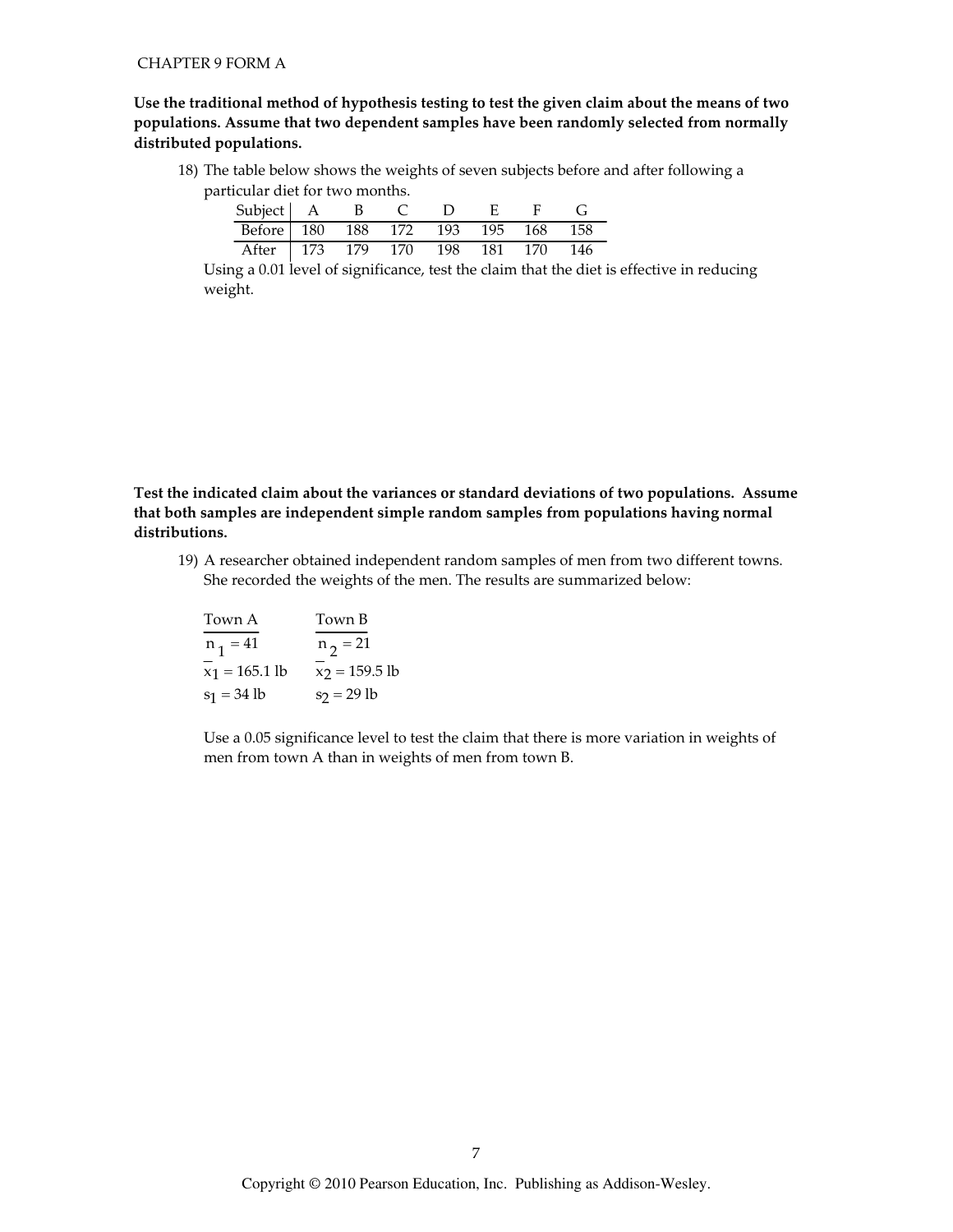**Use the traditional method of hypothesis testing to test the given claim about the means of two populations. Assume that two dependent samples have been randomly selected from normally distributed populations.**

18) The table below shows the weights of seven subjects before and after following a particular diet for two months.

| Subject | A | B | C | D | E | F | G |
|---|---|---|---|---|---|---|---|
| Before | 180 | 188 | 172 | 193 | 195 | 168 | 158 |
| After | 173 | 179 | 170 | 198 | 181 | 170 | 146 |

Using a 0.01 level of significance, test the claim that the diet is effective in reducing weight.

**Test the indicated claim about the variances or standard deviations of two populations. Assume that both samples are independent simple random samples from populations having normal distributions.**

19) A researcher obtained independent random samples of men from two different towns. She recorded the weights of the men. The results are summarized below:

| Town A | Town B |
|---|---|
| $n_1 = 41$ | $n_2 = 21$ |
| $\bar{x}_1 = 165.1$ lb | $\bar{x}_2 = 159.5$ lb |
| $s_1 = 34$ lb | $s_2 = 29$ lb |

Use a 0.05 significance level to test the claim that there is more variation in weights of men from town A than in weights of men from town B.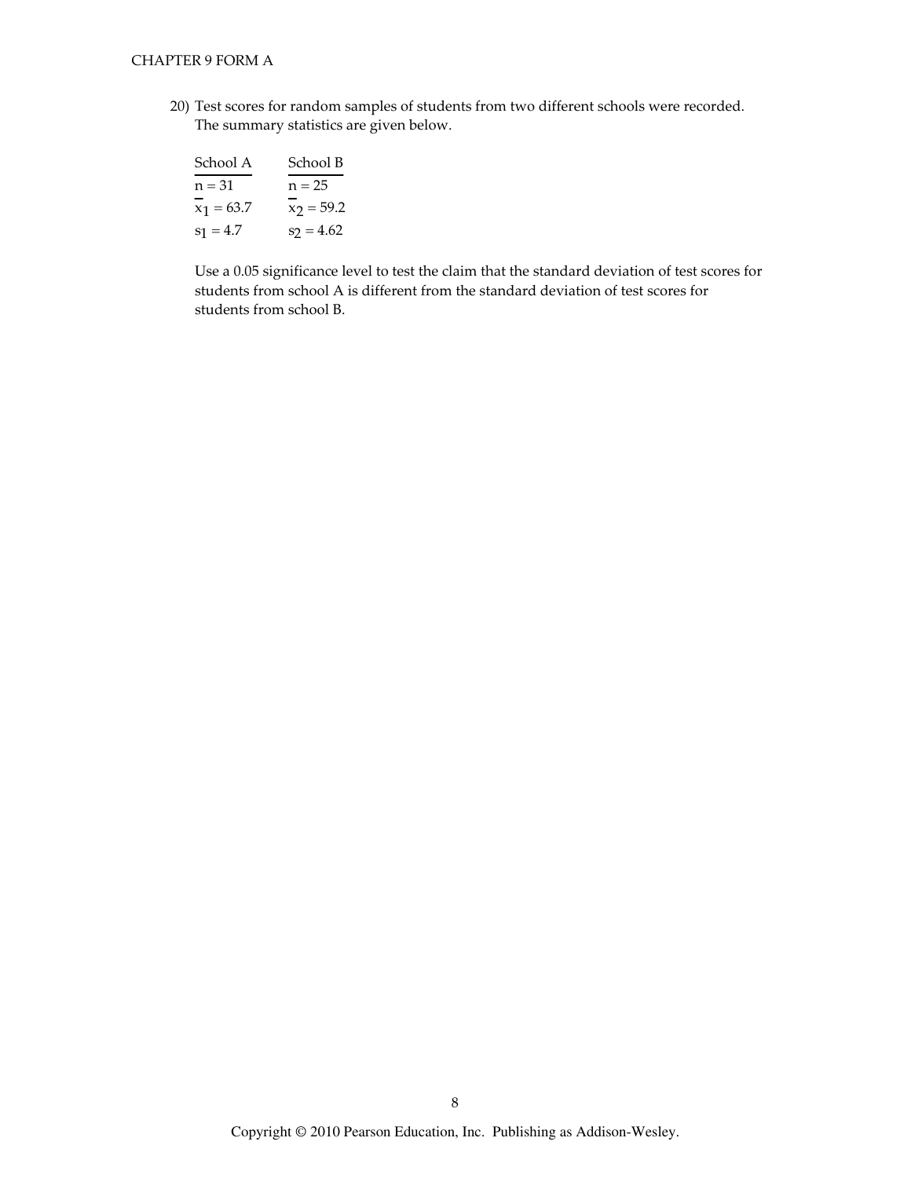20) Test scores for random samples of students from two different schools were recorded. The summary statistics are given below.

| School A | School B |
|---|---|
| $n = 31$ | $n = 25$ |
| $\bar{x}_1 = 63.7$ | $\bar{x}_2 = 59.2$ |
| $s_1 = 4.7$ | $s_2 = 4.62$ |

Use a 0.05 significance level to test the claim that the standard deviation of test scores for students from school A is different from the standard deviation of test scores for students from school B.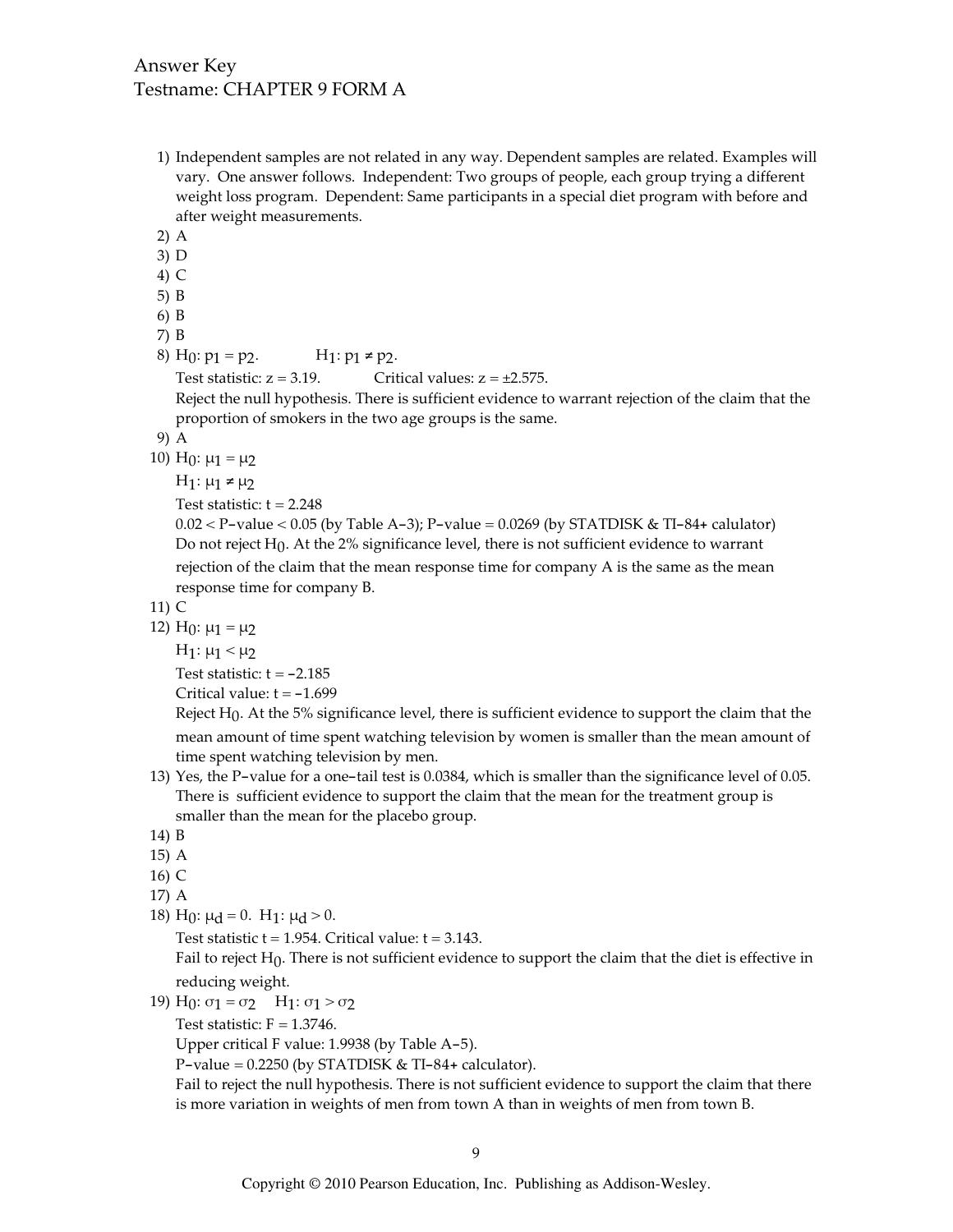Answer Key
Testname: CHAPTER 9 FORM A

1) Independent samples are not related in any way. Dependent samples are related. Examples will vary. One answer follows. Independent: Two groups of people, each group trying a different weight loss program. Dependent: Same participants in a special diet program with before and after weight measurements.
2) A
3) D
4) C
5) B
6) B
7) B
8) $H_0$: $p_1 = p_2$. $H_1$: $p_1 \neq p_2$.
   Test statistic: $z = 3.19$. Critical values: $z = \pm 2.575$.
   Reject the null hypothesis. There is sufficient evidence to warrant rejection of the claim that the proportion of smokers in the two age groups is the same.
9) A
10) $H_0$: $\mu_1 = \mu_2$
    $H_1$: $\mu_1 \neq \mu_2$
    Test statistic: $t = 2.248$
    $0.02 <$ P-value $< 0.05$ (by Table A-3); P-value $= 0.0269$ (by STATDISK & TI-84+ calulator)
    Do not reject $H_0$. At the 2% significance level, there is not sufficient evidence to warrant rejection of the claim that the mean response time for company A is the same as the mean response time for company B.
11) C
12) $H_0$: $\mu_1 = \mu_2$
    $H_1$: $\mu_1 < \mu_2$
    Test statistic: $t = -2.185$
    Critical value: $t = -1.699$
    Reject $H_0$. At the 5% significance level, there is sufficient evidence to support the claim that the mean amount of time spent watching television by women is smaller than the mean amount of time spent watching television by men.
13) Yes, the P-value for a one-tail test is 0.0384, which is smaller than the significance level of 0.05. There is sufficient evidence to support the claim that the mean for the treatment group is smaller than the mean for the placebo group.
14) B
15) A
16) C
17) A
18) $H_0$: $\mu_d = 0$. $H_1$: $\mu_d > 0$.
    Test statistic $t = 1.954$. Critical value: $t = 3.143$.
    Fail to reject $H_0$. There is not sufficient evidence to support the claim that the diet is effective in reducing weight.
19) $H_0$: $\sigma_1 = \sigma_2$ $H_1$: $\sigma_1 > \sigma_2$
    Test statistic: $F = 1.3746$.
    Upper critical F value: 1.9938 (by Table A-5).
    P-value $= 0.2250$ (by STATDISK & TI-84+ calculator).
    Fail to reject the null hypothesis. There is not sufficient evidence to support the claim that there is more variation in weights of men from town A than in weights of men from town B.

Copyright © 2010 Pearson Education, Inc. Publishing as Addison-Wesley.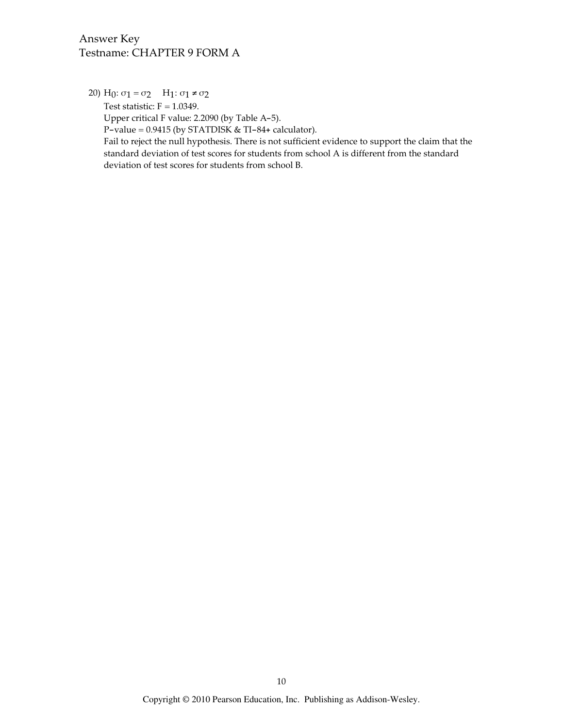20) $H_0$: $\sigma_1 = \sigma_2$  $H_1$: $\sigma_1 \neq \sigma_2$

Test statistic: $F = 1.0349$.

Upper critical F value: 2.2090 (by Table A−5).

P−value = 0.9415 (by STATDISK & TI−84+ calculator).

Fail to reject the null hypothesis. There is not sufficient evidence to support the claim that the standard deviation of test scores for students from school A is different from the standard deviation of test scores for students from school B.